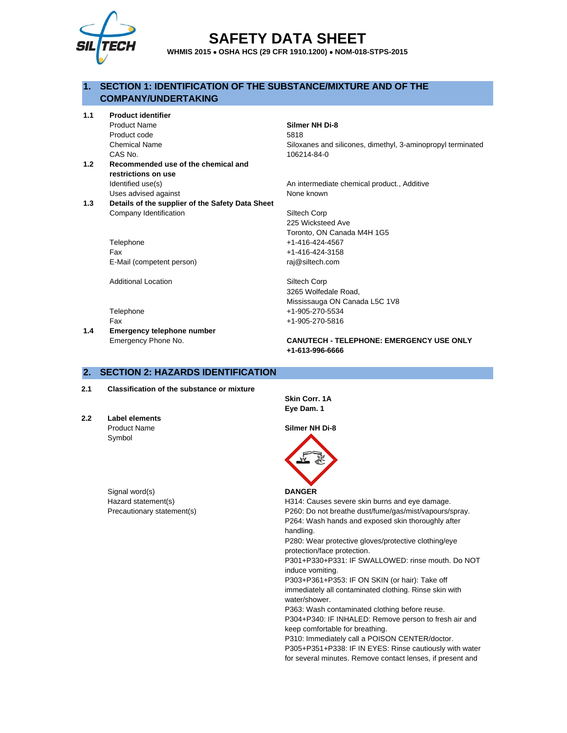# SAFETY DATA SHEET

**WHMIS 2015 • OSHA HCS (29 CFR 1910.1200) • NOM-018-STPS-2015**

## 1. SECTION 1: IDENTIFICATION OF THE SUBSTANCE/MIXTURE AND OF THE COMPANY/UNDERTAKING

**1.1 Product identifier**

| | |
|---|---|
| Product Name | **Silmer NH Di-8** |
| Product code | 5818 |
| Chemical Name | Siloxanes and silicones, dimethyl, 3-aminopropyl terminated |
| CAS No. | 106214-84-0 |

**1.2 Recommended use of the chemical and restrictions on use**

| | |
|---|---|
| Identified use(s) | An intermediate chemical product., Additive |
| Uses advised against | None known |

**1.3 Details of the supplier of the Safety Data Sheet**

| | |
|---|---|
| Company Identification | Siltech Corp<br>225 Wicksteed Ave<br>Toronto, ON Canada M4H 1G5 |
| Telephone | +1-416-424-4567 |
| Fax | +1-416-424-3158 |
| E-Mail (competent person) | raj@siltech.com |
| Additional Location | Siltech Corp<br>3265 Wolfedale Road,<br>Mississauga ON Canada L5C 1V8 |
| Telephone | +1-905-270-5534 |
| Fax | +1-905-270-5816 |

**1.4 Emergency telephone number**

| | |
|---|---|
| Emergency Phone No. | **CANUTECH - TELEPHONE: EMERGENCY USE ONLY +1-613-996-6666** |

## 2. SECTION 2: HAZARDS IDENTIFICATION

**2.1 Classification of the substance or mixture**

**Skin Corr. 1A**
**Eye Dam. 1**

**2.2 Label elements**

Product Name: **Silmer NH Di-8**

Symbol:

Signal word(s): **DANGER**

Hazard statement(s): H314: Causes severe skin burns and eye damage.

Precautionary statement(s):
P260: Do not breathe dust/fume/gas/mist/vapours/spray.
P264: Wash hands and exposed skin thoroughly after handling.
P280: Wear protective gloves/protective clothing/eye protection/face protection.
P301+P330+P331: IF SWALLOWED: rinse mouth. Do NOT induce vomiting.
P303+P361+P353: IF ON SKIN (or hair): Take off immediately all contaminated clothing. Rinse skin with water/shower.
P363: Wash contaminated clothing before reuse.
P304+P340: IF INHALED: Remove person to fresh air and keep comfortable for breathing.
P310: Immediately call a POISON CENTER/doctor.
P305+P351+P338: IF IN EYES: Rinse cautiously with water for several minutes. Remove contact lenses, if present and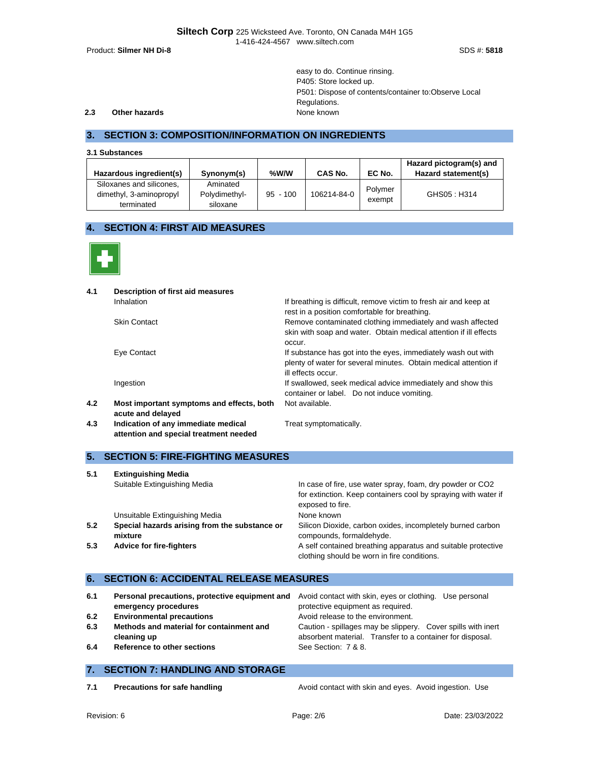easy to do. Continue rinsing.
P405: Store locked up.
P501: Dispose of contents/container to:Observe Local Regulations.

**2.3 Other hazards** None known

## 3. SECTION 3: COMPOSITION/INFORMATION ON INGREDIENTS

**3.1 Substances**

| Hazardous ingredient(s) | Synonym(s) | %W/W | CAS No. | EC No. | Hazard pictogram(s) and Hazard statement(s) |
|---|---|---|---|---|---|
| Siloxanes and silicones, dimethyl, 3-aminopropyl terminated | Aminated Polydimethyl-siloxane | 95 - 100 | 106214-84-0 | Polymer exempt | GHS05 : H314 |

## 4. SECTION 4: FIRST AID MEASURES

**4.1 Description of first aid measures**

Inhalation: If breathing is difficult, remove victim to fresh air and keep at rest in a position comfortable for breathing.

Skin Contact: Remove contaminated clothing immediately and wash affected skin with soap and water. Obtain medical attention if ill effects occur.

Eye Contact: If substance has got into the eyes, immediately wash out with plenty of water for several minutes. Obtain medical attention if ill effects occur.

Ingestion: If swallowed, seek medical advice immediately and show this container or label. Do not induce vomiting.

**4.2 Most important symptoms and effects, both acute and delayed** Not available.

**4.3 Indication of any immediate medical attention and special treatment needed** Treat symptomatically.

## 5. SECTION 5: FIRE-FIGHTING MEASURES

**5.1 Extinguishing Media**

Suitable Extinguishing Media: In case of fire, use water spray, foam, dry powder or CO2 for extinction. Keep containers cool by spraying with water if exposed to fire.

Unsuitable Extinguishing Media: None known

**5.2 Special hazards arising from the substance or mixture** Silicon Dioxide, carbon oxides, incompletely burned carbon compounds, formaldehyde.

**5.3 Advice for fire-fighters** A self contained breathing apparatus and suitable protective clothing should be worn in fire conditions.

## 6. SECTION 6: ACCIDENTAL RELEASE MEASURES

**6.1 Personal precautions, protective equipment and emergency procedures** Avoid contact with skin, eyes or clothing. Use personal protective equipment as required.

**6.2 Environmental precautions** Avoid release to the environment.

**6.3 Methods and material for containment and cleaning up** Caution - spillages may be slippery. Cover spills with inert absorbent material. Transfer to a container for disposal.

**6.4 Reference to other sections** See Section: 7 & 8.

## 7. SECTION 7: HANDLING AND STORAGE

**7.1 Precautions for safe handling** Avoid contact with skin and eyes. Avoid ingestion. Use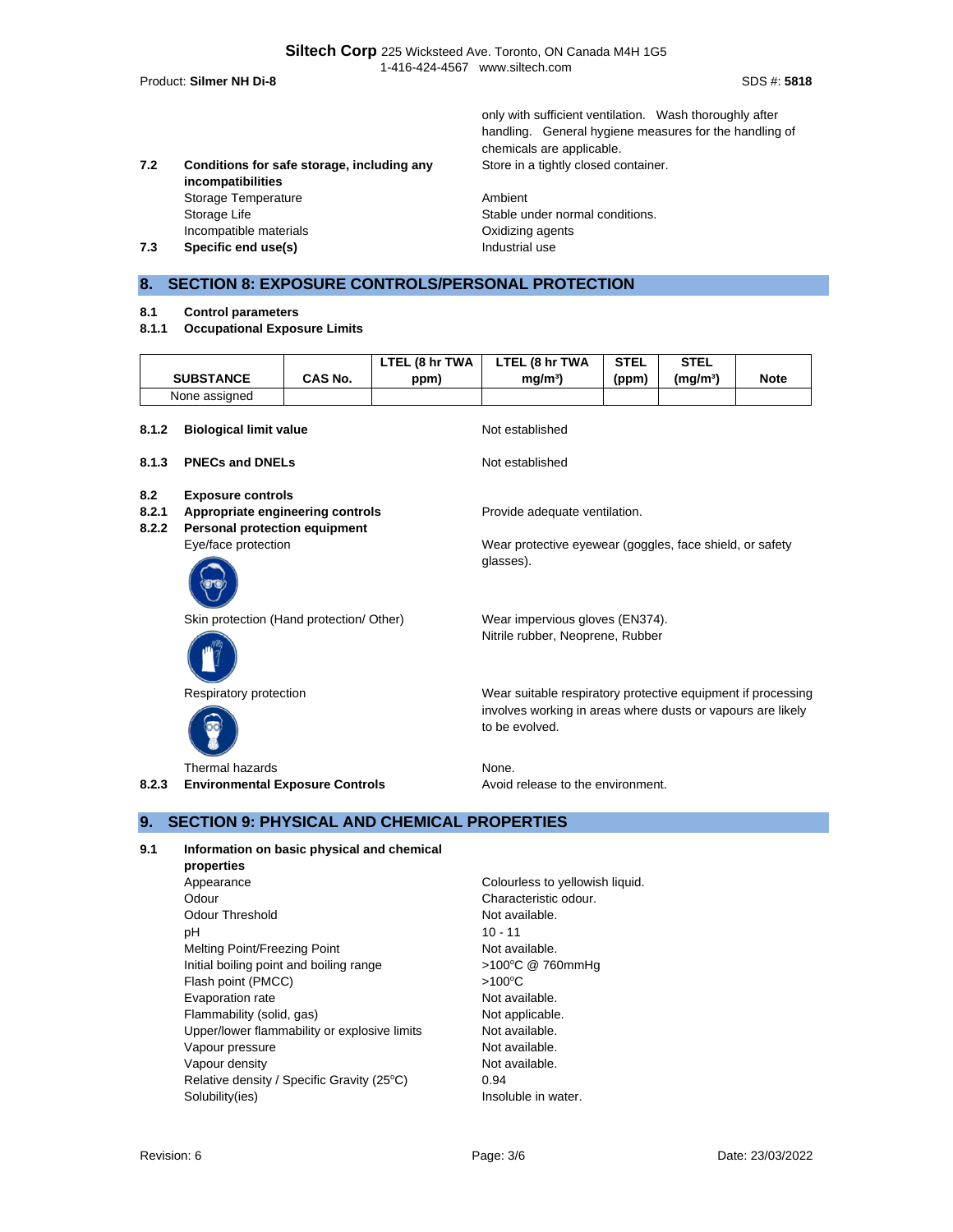only with sufficient ventilation. Wash thoroughly after handling. General hygiene measures for the handling of chemicals are applicable.

| | | |
|---|---|---|
| **7.2** | **Conditions for safe storage, including any incompatibilities** | Store in a tightly closed container. |
| | Storage Temperature | Ambient |
| | Storage Life | Stable under normal conditions. |
| | Incompatible materials | Oxidizing agents |
| **7.3** | **Specific end use(s)** | Industrial use |

## 8. SECTION 8: EXPOSURE CONTROLS/PERSONAL PROTECTION

**8.1 Control parameters**

**8.1.1 Occupational Exposure Limits**

| SUBSTANCE | CAS No. | LTEL (8 hr TWA ppm) | LTEL (8 hr TWA mg/m³) | STEL (ppm) | STEL (mg/m³) | Note |
|---|---|---|---|---|---|---|
| None assigned | | | | | | |

| | | |
|---|---|---|
| **8.1.2** | **Biological limit value** | Not established |
| **8.1.3** | **PNECs and DNELs** | Not established |
| **8.2** | **Exposure controls** | |
| **8.2.1** | **Appropriate engineering controls** | Provide adequate ventilation. |
| **8.2.2** | **Personal protection equipment** | |
| | Eye/face protection | Wear protective eyewear (goggles, face shield, or safety glasses). |
| | Skin protection (Hand protection/ Other) | Wear impervious gloves (EN374). Nitrile rubber, Neoprene, Rubber |
| | Respiratory protection | Wear suitable respiratory protective equipment if processing involves working in areas where dusts or vapours are likely to be evolved. |
| | Thermal hazards | None. |
| **8.2.3** | **Environmental Exposure Controls** | Avoid release to the environment. |

## 9. SECTION 9: PHYSICAL AND CHEMICAL PROPERTIES

| | | |
|---|---|---|
| **9.1** | **Information on basic physical and chemical properties** | |
| | Appearance | Colourless to yellowish liquid. |
| | Odour | Characteristic odour. |
| | Odour Threshold | Not available. |
| | pH | 10 - 11 |
| | Melting Point/Freezing Point | Not available. |
| | Initial boiling point and boiling range | >100°C @ 760mmHg |
| | Flash point (PMCC) | >100°C |
| | Evaporation rate | Not available. |
| | Flammability (solid, gas) | Not applicable. |
| | Upper/lower flammability or explosive limits | Not available. |
| | Vapour pressure | Not available. |
| | Vapour density | Not available. |
| | Relative density / Specific Gravity (25°C) | 0.94 |
| | Solubility(ies) | Insoluble in water. |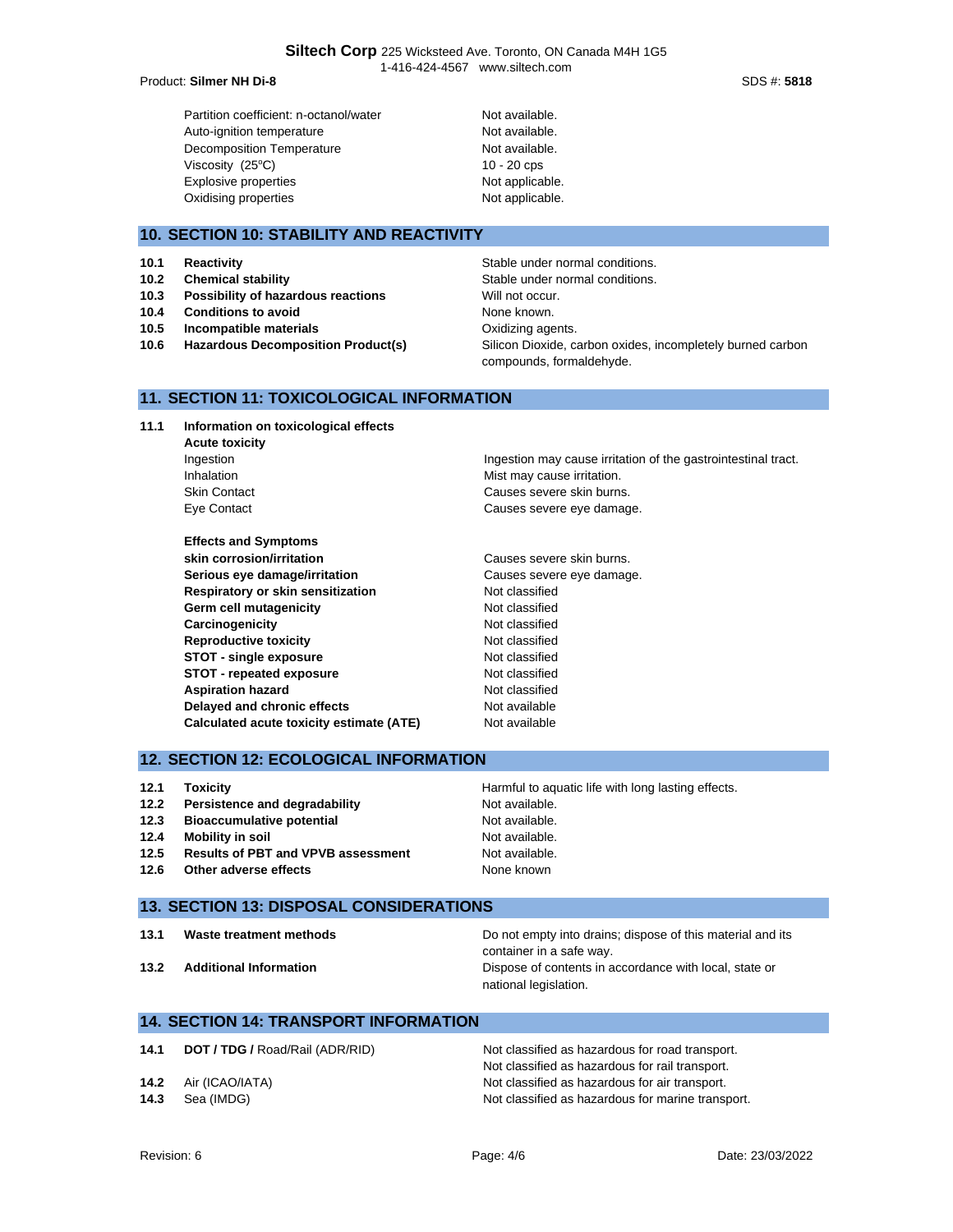| | |
|---|---|
| Partition coefficient: n-octanol/water | Not available. |
| Auto-ignition temperature | Not available. |
| Decomposition Temperature | Not available. |
| Viscosity (25°C) | 10 - 20 cps |
| Explosive properties | Not applicable. |
| Oxidising properties | Not applicable. |

## 10. SECTION 10: STABILITY AND REACTIVITY

| | | |
|---|---|---|
| **10.1** | **Reactivity** | Stable under normal conditions. |
| **10.2** | **Chemical stability** | Stable under normal conditions. |
| **10.3** | **Possibility of hazardous reactions** | Will not occur. |
| **10.4** | **Conditions to avoid** | None known. |
| **10.5** | **Incompatible materials** | Oxidizing agents. |
| **10.6** | **Hazardous Decomposition Product(s)** | Silicon Dioxide, carbon oxides, incompletely burned carbon compounds, formaldehyde. |

## 11. SECTION 11: TOXICOLOGICAL INFORMATION

**11.1 Information on toxicological effects**

**Acute toxicity**

| | |
|---|---|
| Ingestion | Ingestion may cause irritation of the gastrointestinal tract. |
| Inhalation | Mist may cause irritation. |
| Skin Contact | Causes severe skin burns. |
| Eye Contact | Causes severe eye damage. |

**Effects and Symptoms**

| | |
|---|---|
| **skin corrosion/irritation** | Causes severe skin burns. |
| **Serious eye damage/irritation** | Causes severe eye damage. |
| **Respiratory or skin sensitization** | Not classified |
| **Germ cell mutagenicity** | Not classified |
| **Carcinogenicity** | Not classified |
| **Reproductive toxicity** | Not classified |
| **STOT - single exposure** | Not classified |
| **STOT - repeated exposure** | Not classified |
| **Aspiration hazard** | Not classified |
| **Delayed and chronic effects** | Not available |
| **Calculated acute toxicity estimate (ATE)** | Not available |

## 12. SECTION 12: ECOLOGICAL INFORMATION

| | | |
|---|---|---|
| **12.1** | **Toxicity** | Harmful to aquatic life with long lasting effects. |
| **12.2** | **Persistence and degradability** | Not available. |
| **12.3** | **Bioaccumulative potential** | Not available. |
| **12.4** | **Mobility in soil** | Not available. |
| **12.5** | **Results of PBT and VPVB assessment** | Not available. |
| **12.6** | **Other adverse effects** | None known |

## 13. SECTION 13: DISPOSAL CONSIDERATIONS

| | | |
|---|---|---|
| **13.1** | **Waste treatment methods** | Do not empty into drains; dispose of this material and its container in a safe way. |
| **13.2** | **Additional Information** | Dispose of contents in accordance with local, state or national legislation. |

## 14. SECTION 14: TRANSPORT INFORMATION

| | | |
|---|---|---|
| **14.1** | **DOT / TDG /** Road/Rail (ADR/RID) | Not classified as hazardous for road transport. Not classified as hazardous for rail transport. |
| **14.2** | Air (ICAO/IATA) | Not classified as hazardous for air transport. |
| **14.3** | Sea (IMDG) | Not classified as hazardous for marine transport. |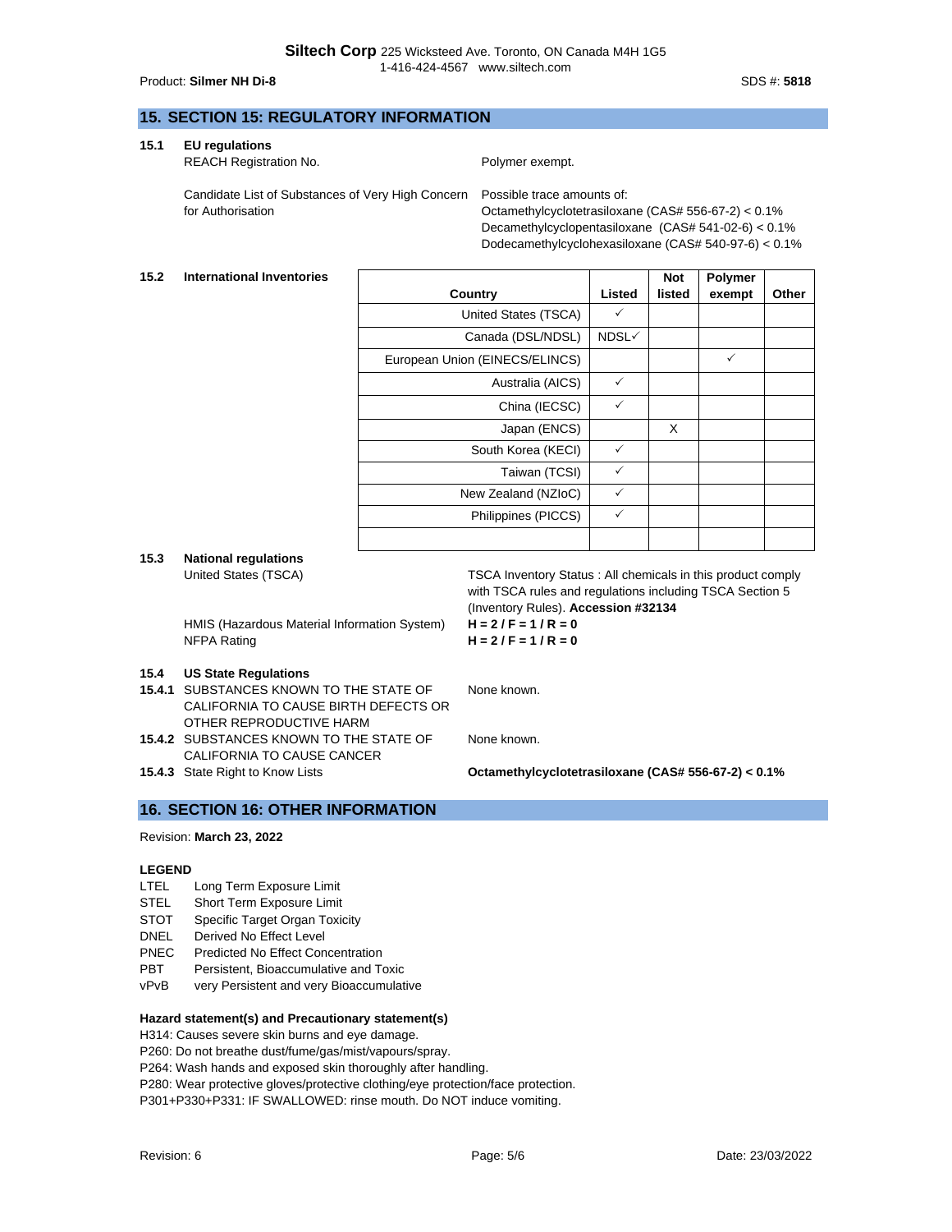## 15. SECTION 15: REGULATORY INFORMATION

### 15.1 EU regulations

REACH Registration No. — Polymer exempt.

Candidate List of Substances of Very High Concern for Authorisation — Possible trace amounts of:
Octamethylcyclotetrasiloxane (CAS# 556-67-2) < 0.1%
Decamethylcyclopentasiloxane (CAS# 541-02-6) < 0.1%
Dodecamethylcyclohexasiloxane (CAS# 540-97-6) < 0.1%

### 15.2 International Inventories

| Country | Listed | Not listed | Polymer exempt | Other |
|---|---|---|---|---|
| United States (TSCA) | ✓ | | | |
| Canada (DSL/NDSL) | NDSL✓ | | | |
| European Union (EINECS/ELINCS) | | | ✓ | |
| Australia (AICS) | ✓ | | | |
| China (IECSC) | ✓ | | | |
| Japan (ENCS) | | X | | |
| South Korea (KECI) | ✓ | | | |
| Taiwan (TCSI) | ✓ | | | |
| New Zealand (NZIoC) | ✓ | | | |
| Philippines (PICCS) | ✓ | | | |
| | | | | |

### 15.3 National regulations

United States (TSCA) — TSCA Inventory Status : All chemicals in this product comply with TSCA rules and regulations including TSCA Section 5 (Inventory Rules). **Accession #32134**

HMIS (Hazardous Material Information System) — **H = 2 / F = 1 / R = 0**

NFPA Rating — **H = 2 / F = 1 / R = 0**

### 15.4 US State Regulations

**15.4.1** SUBSTANCES KNOWN TO THE STATE OF CALIFORNIA TO CAUSE BIRTH DEFECTS OR OTHER REPRODUCTIVE HARM — None known.

**15.4.2** SUBSTANCES KNOWN TO THE STATE OF CALIFORNIA TO CAUSE CANCER — None known.

**15.4.3** State Right to Know Lists — **Octamethylcyclotetrasiloxane (CAS# 556-67-2) < 0.1%**

## 16. SECTION 16: OTHER INFORMATION

Revision: **March 23, 2022**

**LEGEND**

- LTEL — Long Term Exposure Limit
- STEL — Short Term Exposure Limit
- STOT — Specific Target Organ Toxicity
- DNEL — Derived No Effect Level
- PNEC — Predicted No Effect Concentration
- PBT — Persistent, Bioaccumulative and Toxic
- vPvB — very Persistent and very Bioaccumulative

**Hazard statement(s) and Precautionary statement(s)**

H314: Causes severe skin burns and eye damage.
P260: Do not breathe dust/fume/gas/mist/vapours/spray.
P264: Wash hands and exposed skin thoroughly after handling.
P280: Wear protective gloves/protective clothing/eye protection/face protection.
P301+P330+P331: IF SWALLOWED: rinse mouth. Do NOT induce vomiting.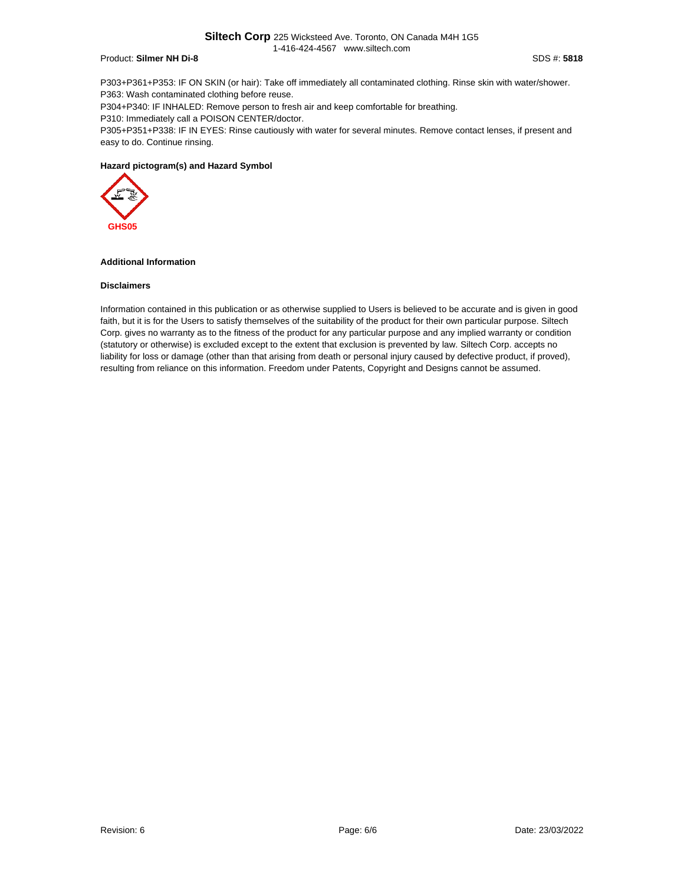P303+P361+P353: IF ON SKIN (or hair): Take off immediately all contaminated clothing. Rinse skin with water/shower.
P363: Wash contaminated clothing before reuse.
P304+P340: IF INHALED: Remove person to fresh air and keep comfortable for breathing.
P310: Immediately call a POISON CENTER/doctor.
P305+P351+P338: IF IN EYES: Rinse cautiously with water for several minutes. Remove contact lenses, if present and easy to do. Continue rinsing.

**Hazard pictogram(s) and Hazard Symbol**

GHS05

**Additional Information**

**Disclaimers**

Information contained in this publication or as otherwise supplied to Users is believed to be accurate and is given in good faith, but it is for the Users to satisfy themselves of the suitability of the product for their own particular purpose. Siltech Corp. gives no warranty as to the fitness of the product for any particular purpose and any implied warranty or condition (statutory or otherwise) is excluded except to the extent that exclusion is prevented by law. Siltech Corp. accepts no liability for loss or damage (other than that arising from death or personal injury caused by defective product, if proved), resulting from reliance on this information. Freedom under Patents, Copyright and Designs cannot be assumed.